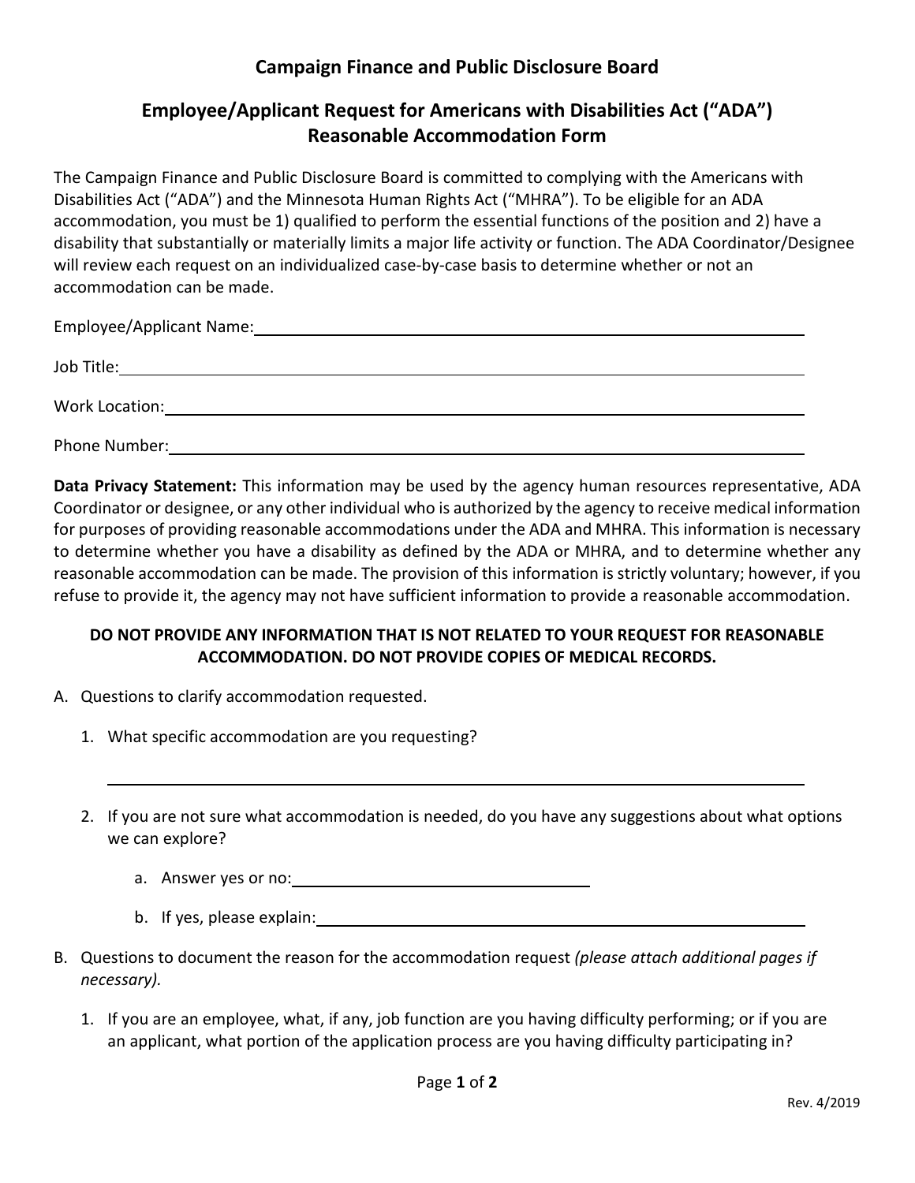# Campaign Finance and Public Disclosure Board

## Employee/Applicant Request for Americans with Disabilities Act ("ADA") Reasonable Accommodation Form

The Campaign Finance and Public Disclosure Board is committed to complying with the Americans with Disabilities Act ("ADA") and the Minnesota Human Rights Act ("MHRA"). To be eligible for an ADA accommodation, you must be 1) qualified to perform the essential functions of the position and 2) have a disability that substantially or materially limits a major life activity or function. The ADA Coordinator/Designee will review each request on an individualized case-by-case basis to determine whether or not an accommodation can be made.

Employee/Applicant Name: ______________________________

Job Title: ______________________________

Work Location: ______________________________

Phone Number: ______________________________

**Data Privacy Statement:** This information may be used by the agency human resources representative, ADA Coordinator or designee, or any other individual who is authorized by the agency to receive medical information for purposes of providing reasonable accommodations under the ADA and MHRA. This information is necessary to determine whether you have a disability as defined by the ADA or MHRA, and to determine whether any reasonable accommodation can be made. The provision of this information is strictly voluntary; however, if you refuse to provide it, the agency may not have sufficient information to provide a reasonable accommodation.

**DO NOT PROVIDE ANY INFORMATION THAT IS NOT RELATED TO YOUR REQUEST FOR REASONABLE ACCOMMODATION. DO NOT PROVIDE COPIES OF MEDICAL RECORDS.**

A. Questions to clarify accommodation requested.

   1. What specific accommodation are you requesting?

      ______________________________

   2. If you are not sure what accommodation is needed, do you have any suggestions about what options we can explore?

      a. Answer yes or no: ______________________________

      b. If yes, please explain: ______________________________

B. Questions to document the reason for the accommodation request *(please attach additional pages if necessary).*

   1. If you are an employee, what, if any, job function are you having difficulty performing; or if you are an applicant, what portion of the application process are you having difficulty participating in?

Rev. 4/2019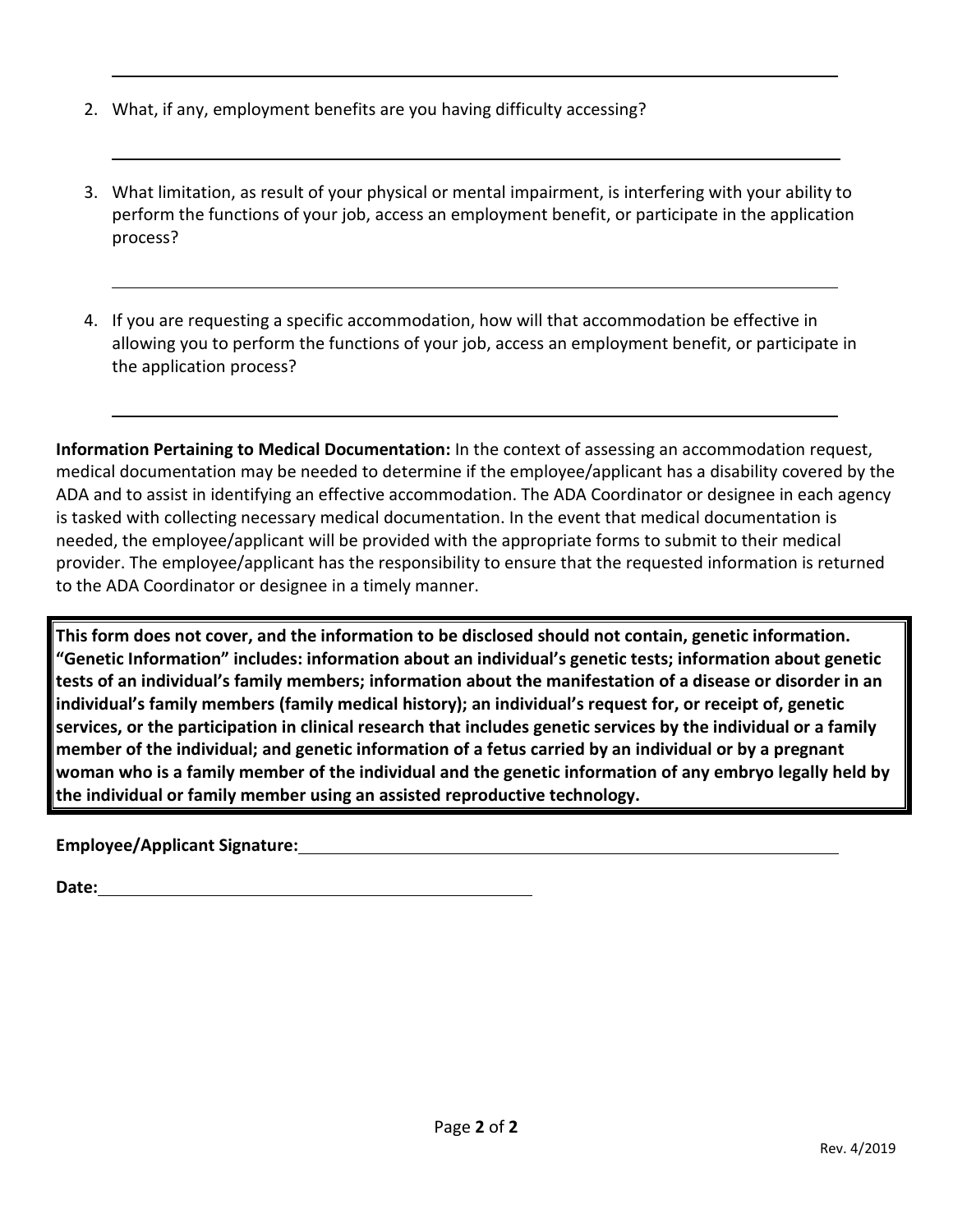2. What, if any, employment benefits are you having difficulty accessing?

3. What limitation, as result of your physical or mental impairment, is interfering with your ability to perform the functions of your job, access an employment benefit, or participate in the application process?

4. If you are requesting a specific accommodation, how will that accommodation be effective in allowing you to perform the functions of your job, access an employment benefit, or participate in the application process?

**Information Pertaining to Medical Documentation:** In the context of assessing an accommodation request, medical documentation may be needed to determine if the employee/applicant has a disability covered by the ADA and to assist in identifying an effective accommodation. The ADA Coordinator or designee in each agency is tasked with collecting necessary medical documentation. In the event that medical documentation is needed, the employee/applicant will be provided with the appropriate forms to submit to their medical provider. The employee/applicant has the responsibility to ensure that the requested information is returned to the ADA Coordinator or designee in a timely manner.

**This form does not cover, and the information to be disclosed should not contain, genetic information. "Genetic Information" includes: information about an individual's genetic tests; information about genetic tests of an individual's family members; information about the manifestation of a disease or disorder in an individual's family members (family medical history); an individual's request for, or receipt of, genetic services, or the participation in clinical research that includes genetic services by the individual or a family member of the individual; and genetic information of a fetus carried by an individual or by a pregnant woman who is a family member of the individual and the genetic information of any embryo legally held by the individual or family member using an assisted reproductive technology.**

**Employee/Applicant Signature:** ______________________________

**Date:** ______________________________

Rev. 4/2019